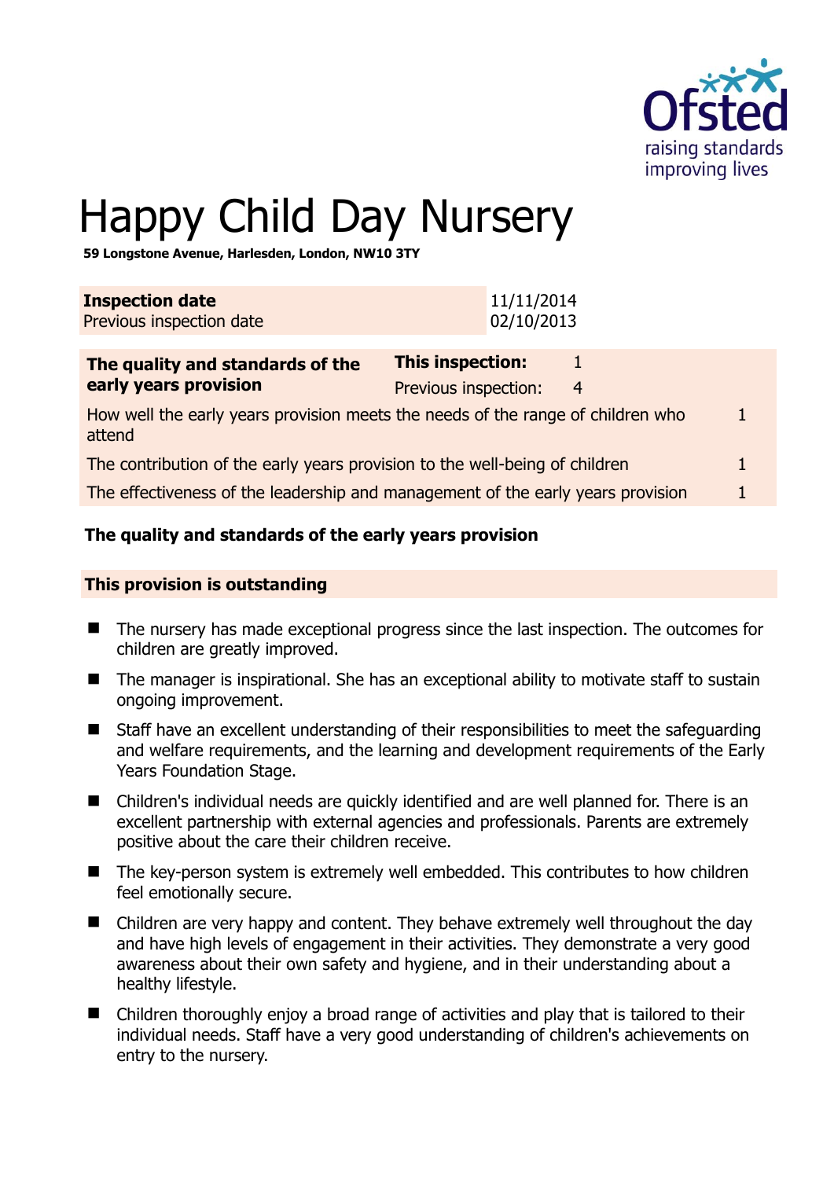# Happy Child Day Nursery

**59 Longstone Avenue, Harlesden, London, NW10 3TY**

| **Inspection date** | 11/11/2014 |
|---|---|
| Previous inspection date | 02/10/2013 |

| **The quality and standards of the early years provision** | **This inspection:** | 1 |
|---|---|---|
| | Previous inspection: | 4 |
| How well the early years provision meets the needs of the range of children who attend | | 1 |
| The contribution of the early years provision to the well-being of children | | 1 |
| The effectiveness of the leadership and management of the early years provision | | 1 |

## The quality and standards of the early years provision

### This provision is outstanding

- The nursery has made exceptional progress since the last inspection. The outcomes for children are greatly improved.
- The manager is inspirational. She has an exceptional ability to motivate staff to sustain ongoing improvement.
- Staff have an excellent understanding of their responsibilities to meet the safeguarding and welfare requirements, and the learning and development requirements of the Early Years Foundation Stage.
- Children's individual needs are quickly identified and are well planned for. There is an excellent partnership with external agencies and professionals. Parents are extremely positive about the care their children receive.
- The key-person system is extremely well embedded. This contributes to how children feel emotionally secure.
- Children are very happy and content. They behave extremely well throughout the day and have high levels of engagement in their activities. They demonstrate a very good awareness about their own safety and hygiene, and in their understanding about a healthy lifestyle.
- Children thoroughly enjoy a broad range of activities and play that is tailored to their individual needs. Staff have a very good understanding of children's achievements on entry to the nursery.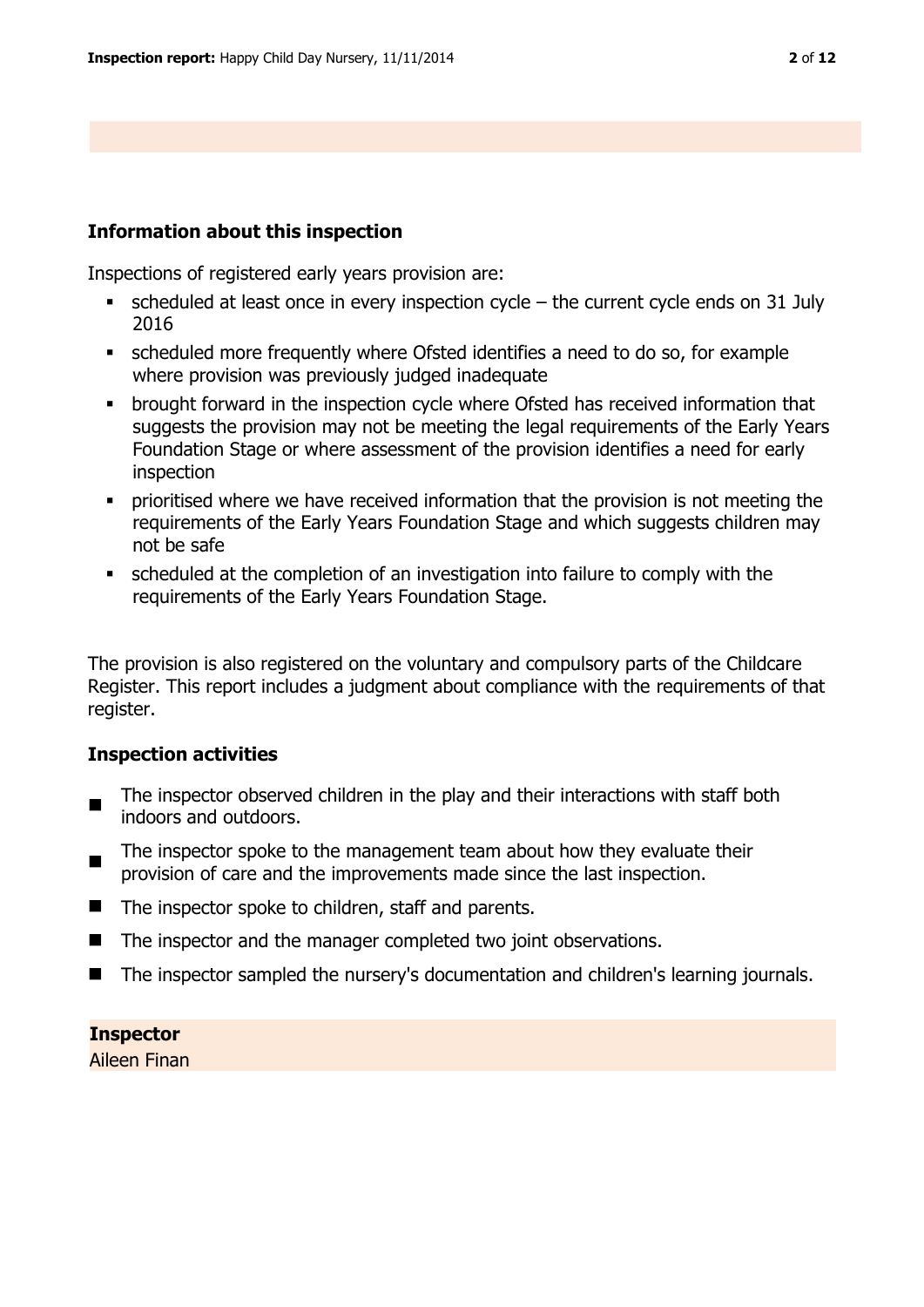## Information about this inspection

Inspections of registered early years provision are:

- scheduled at least once in every inspection cycle – the current cycle ends on 31 July 2016
- scheduled more frequently where Ofsted identifies a need to do so, for example where provision was previously judged inadequate
- brought forward in the inspection cycle where Ofsted has received information that suggests the provision may not be meeting the legal requirements of the Early Years Foundation Stage or where assessment of the provision identifies a need for early inspection
- prioritised where we have received information that the provision is not meeting the requirements of the Early Years Foundation Stage and which suggests children may not be safe
- scheduled at the completion of an investigation into failure to comply with the requirements of the Early Years Foundation Stage.

The provision is also registered on the voluntary and compulsory parts of the Childcare Register. This report includes a judgment about compliance with the requirements of that register.

### Inspection activities

- The inspector observed children in the play and their interactions with staff both indoors and outdoors.
- The inspector spoke to the management team about how they evaluate their provision of care and the improvements made since the last inspection.
- The inspector spoke to children, staff and parents.
- The inspector and the manager completed two joint observations.
- The inspector sampled the nursery's documentation and children's learning journals.

**Inspector**
Aileen Finan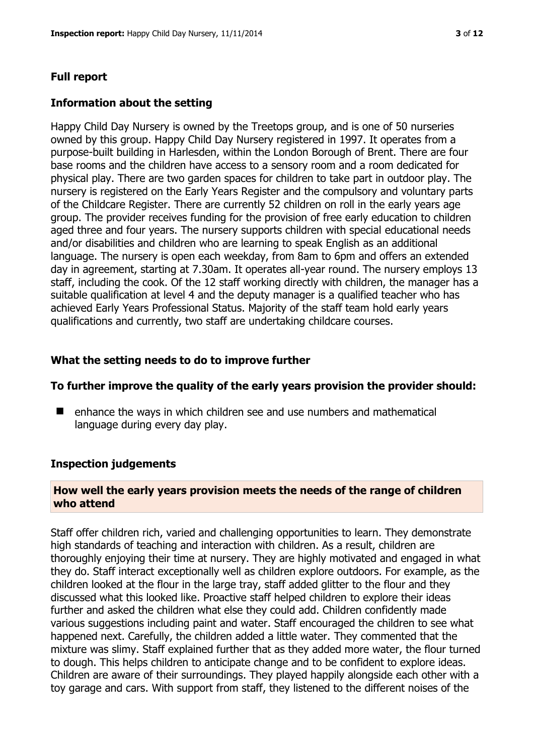## Full report

### Information about the setting

Happy Child Day Nursery is owned by the Treetops group, and is one of 50 nurseries owned by this group. Happy Child Day Nursery registered in 1997. It operates from a purpose-built building in Harlesden, within the London Borough of Brent. There are four base rooms and the children have access to a sensory room and a room dedicated for physical play. There are two garden spaces for children to take part in outdoor play. The nursery is registered on the Early Years Register and the compulsory and voluntary parts of the Childcare Register. There are currently 52 children on roll in the early years age group. The provider receives funding for the provision of free early education to children aged three and four years. The nursery supports children with special educational needs and/or disabilities and children who are learning to speak English as an additional language. The nursery is open each weekday, from 8am to 6pm and offers an extended day in agreement, starting at 7.30am. It operates all-year round. The nursery employs 13 staff, including the cook. Of the 12 staff working directly with children, the manager has a suitable qualification at level 4 and the deputy manager is a qualified teacher who has achieved Early Years Professional Status. Majority of the staff team hold early years qualifications and currently, two staff are undertaking childcare courses.

### What the setting needs to do to improve further

#### To further improve the quality of the early years provision the provider should:

- enhance the ways in which children see and use numbers and mathematical language during every day play.

### Inspection judgements

#### How well the early years provision meets the needs of the range of children who attend

Staff offer children rich, varied and challenging opportunities to learn. They demonstrate high standards of teaching and interaction with children. As a result, children are thoroughly enjoying their time at nursery. They are highly motivated and engaged in what they do. Staff interact exceptionally well as children explore outdoors. For example, as the children looked at the flour in the large tray, staff added glitter to the flour and they discussed what this looked like. Proactive staff helped children to explore their ideas further and asked the children what else they could add. Children confidently made various suggestions including paint and water. Staff encouraged the children to see what happened next. Carefully, the children added a little water. They commented that the mixture was slimy. Staff explained further that as they added more water, the flour turned to dough. This helps children to anticipate change and to be confident to explore ideas. Children are aware of their surroundings. They played happily alongside each other with a toy garage and cars. With support from staff, they listened to the different noises of the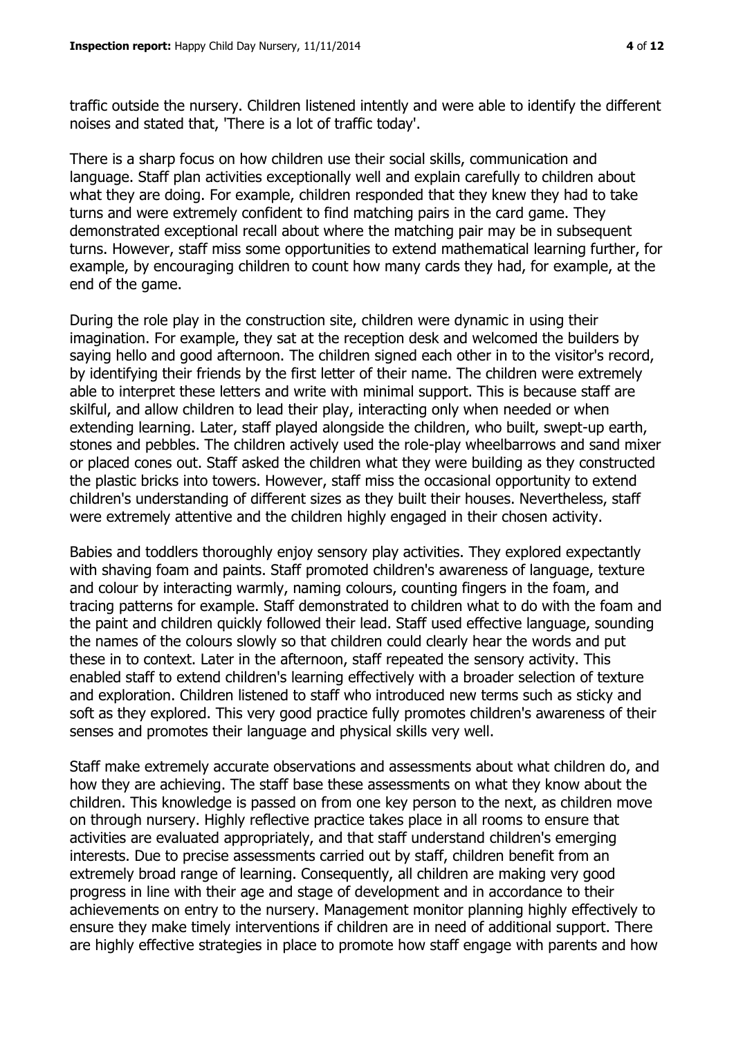traffic outside the nursery. Children listened intently and were able to identify the different noises and stated that, 'There is a lot of traffic today'.

There is a sharp focus on how children use their social skills, communication and language. Staff plan activities exceptionally well and explain carefully to children about what they are doing. For example, children responded that they knew they had to take turns and were extremely confident to find matching pairs in the card game. They demonstrated exceptional recall about where the matching pair may be in subsequent turns. However, staff miss some opportunities to extend mathematical learning further, for example, by encouraging children to count how many cards they had, for example, at the end of the game.

During the role play in the construction site, children were dynamic in using their imagination. For example, they sat at the reception desk and welcomed the builders by saying hello and good afternoon. The children signed each other in to the visitor's record, by identifying their friends by the first letter of their name. The children were extremely able to interpret these letters and write with minimal support. This is because staff are skilful, and allow children to lead their play, interacting only when needed or when extending learning. Later, staff played alongside the children, who built, swept-up earth, stones and pebbles. The children actively used the role-play wheelbarrows and sand mixer or placed cones out. Staff asked the children what they were building as they constructed the plastic bricks into towers. However, staff miss the occasional opportunity to extend children's understanding of different sizes as they built their houses. Nevertheless, staff were extremely attentive and the children highly engaged in their chosen activity.

Babies and toddlers thoroughly enjoy sensory play activities. They explored expectantly with shaving foam and paints. Staff promoted children's awareness of language, texture and colour by interacting warmly, naming colours, counting fingers in the foam, and tracing patterns for example. Staff demonstrated to children what to do with the foam and the paint and children quickly followed their lead. Staff used effective language, sounding the names of the colours slowly so that children could clearly hear the words and put these in to context. Later in the afternoon, staff repeated the sensory activity. This enabled staff to extend children's learning effectively with a broader selection of texture and exploration. Children listened to staff who introduced new terms such as sticky and soft as they explored. This very good practice fully promotes children's awareness of their senses and promotes their language and physical skills very well.

Staff make extremely accurate observations and assessments about what children do, and how they are achieving. The staff base these assessments on what they know about the children. This knowledge is passed on from one key person to the next, as children move on through nursery. Highly reflective practice takes place in all rooms to ensure that activities are evaluated appropriately, and that staff understand children's emerging interests. Due to precise assessments carried out by staff, children benefit from an extremely broad range of learning. Consequently, all children are making very good progress in line with their age and stage of development and in accordance to their achievements on entry to the nursery. Management monitor planning highly effectively to ensure they make timely interventions if children are in need of additional support. There are highly effective strategies in place to promote how staff engage with parents and how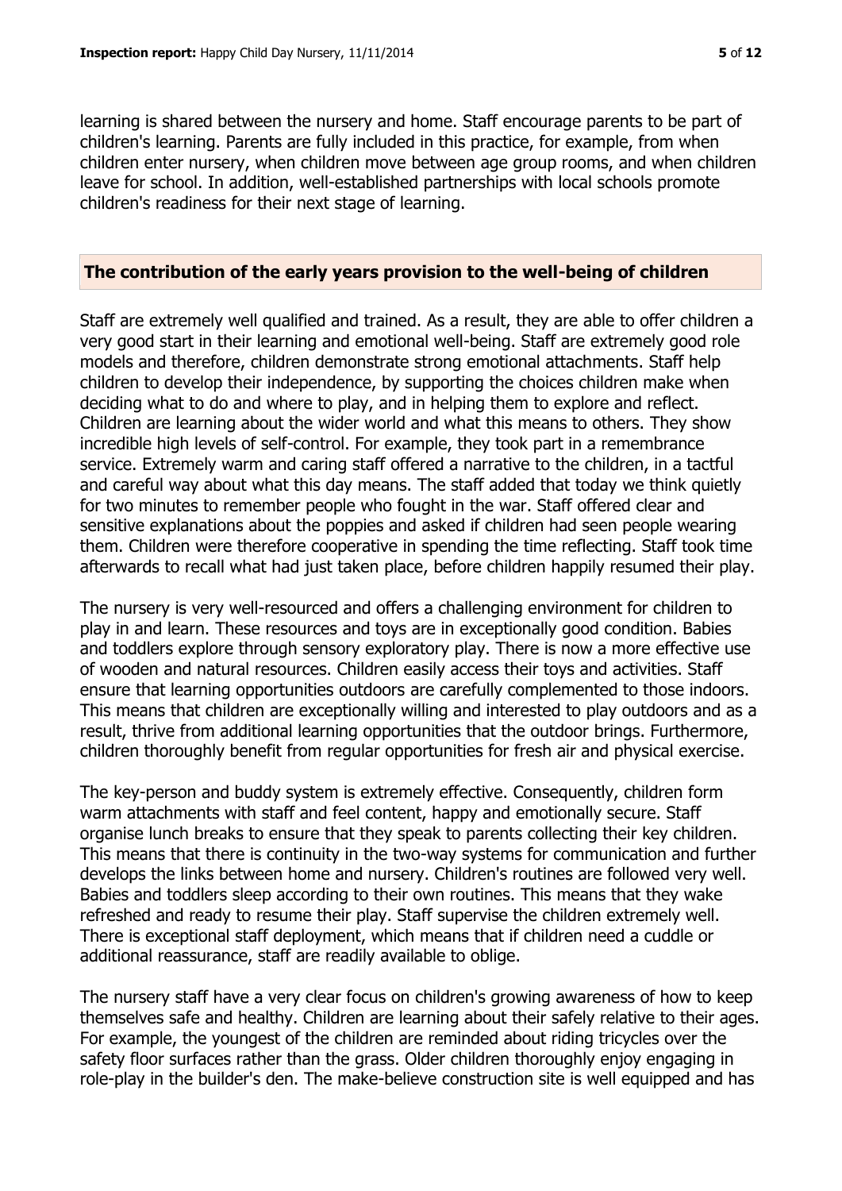learning is shared between the nursery and home. Staff encourage parents to be part of children's learning. Parents are fully included in this practice, for example, from when children enter nursery, when children move between age group rooms, and when children leave for school. In addition, well-established partnerships with local schools promote children's readiness for their next stage of learning.

## The contribution of the early years provision to the well-being of children

Staff are extremely well qualified and trained. As a result, they are able to offer children a very good start in their learning and emotional well-being. Staff are extremely good role models and therefore, children demonstrate strong emotional attachments. Staff help children to develop their independence, by supporting the choices children make when deciding what to do and where to play, and in helping them to explore and reflect. Children are learning about the wider world and what this means to others. They show incredible high levels of self-control. For example, they took part in a remembrance service. Extremely warm and caring staff offered a narrative to the children, in a tactful and careful way about what this day means. The staff added that today we think quietly for two minutes to remember people who fought in the war. Staff offered clear and sensitive explanations about the poppies and asked if children had seen people wearing them. Children were therefore cooperative in spending the time reflecting. Staff took time afterwards to recall what had just taken place, before children happily resumed their play.

The nursery is very well-resourced and offers a challenging environment for children to play in and learn. These resources and toys are in exceptionally good condition. Babies and toddlers explore through sensory exploratory play. There is now a more effective use of wooden and natural resources. Children easily access their toys and activities. Staff ensure that learning opportunities outdoors are carefully complemented to those indoors. This means that children are exceptionally willing and interested to play outdoors and as a result, thrive from additional learning opportunities that the outdoor brings. Furthermore, children thoroughly benefit from regular opportunities for fresh air and physical exercise.

The key-person and buddy system is extremely effective. Consequently, children form warm attachments with staff and feel content, happy and emotionally secure. Staff organise lunch breaks to ensure that they speak to parents collecting their key children. This means that there is continuity in the two-way systems for communication and further develops the links between home and nursery. Children's routines are followed very well. Babies and toddlers sleep according to their own routines. This means that they wake refreshed and ready to resume their play. Staff supervise the children extremely well. There is exceptional staff deployment, which means that if children need a cuddle or additional reassurance, staff are readily available to oblige.

The nursery staff have a very clear focus on children's growing awareness of how to keep themselves safe and healthy. Children are learning about their safely relative to their ages. For example, the youngest of the children are reminded about riding tricycles over the safety floor surfaces rather than the grass. Older children thoroughly enjoy engaging in role-play in the builder's den. The make-believe construction site is well equipped and has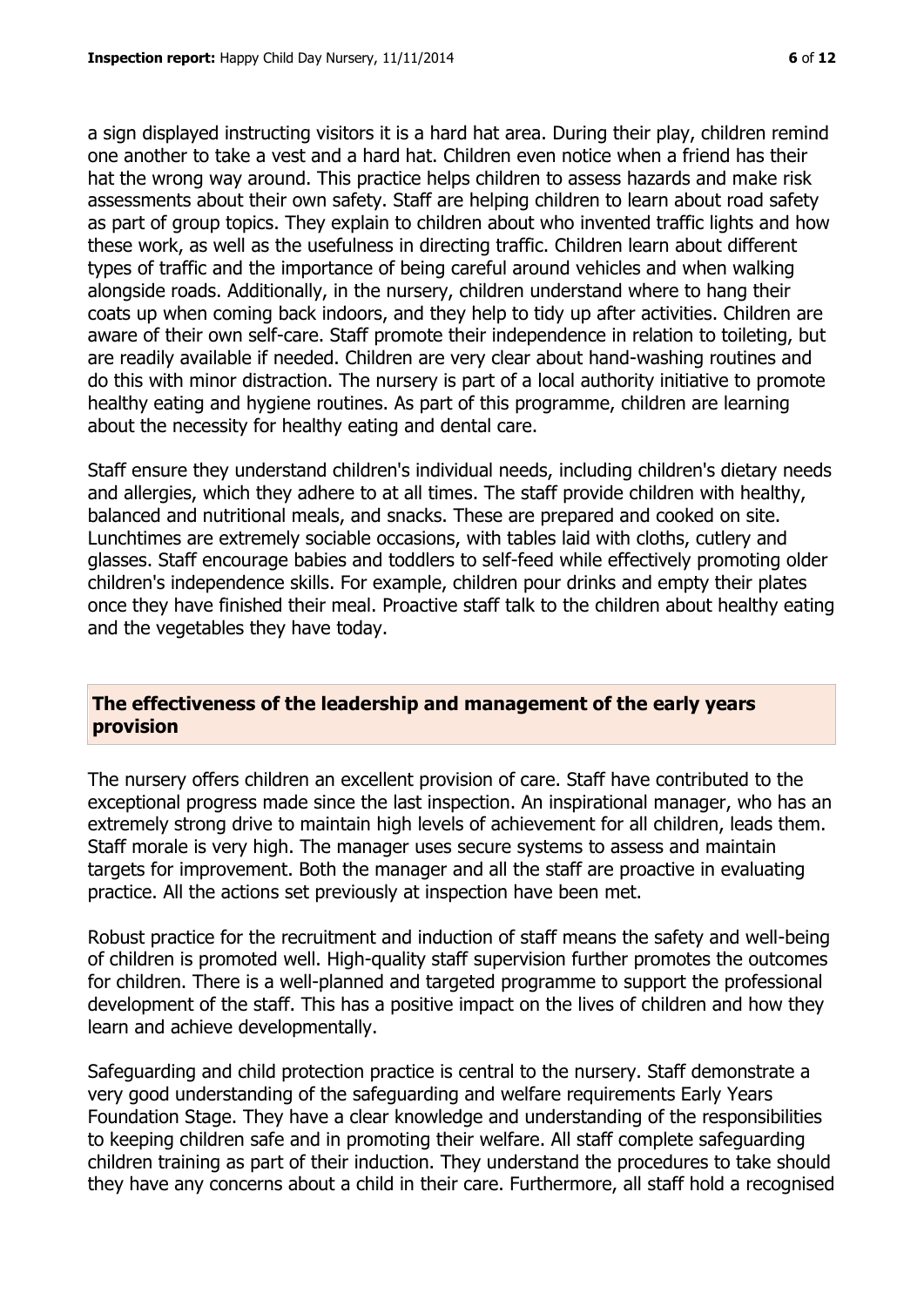a sign displayed instructing visitors it is a hard hat area. During their play, children remind one another to take a vest and a hard hat. Children even notice when a friend has their hat the wrong way around. This practice helps children to assess hazards and make risk assessments about their own safety. Staff are helping children to learn about road safety as part of group topics. They explain to children about who invented traffic lights and how these work, as well as the usefulness in directing traffic. Children learn about different types of traffic and the importance of being careful around vehicles and when walking alongside roads. Additionally, in the nursery, children understand where to hang their coats up when coming back indoors, and they help to tidy up after activities. Children are aware of their own self-care. Staff promote their independence in relation to toileting, but are readily available if needed. Children are very clear about hand-washing routines and do this with minor distraction. The nursery is part of a local authority initiative to promote healthy eating and hygiene routines. As part of this programme, children are learning about the necessity for healthy eating and dental care.

Staff ensure they understand children's individual needs, including children's dietary needs and allergies, which they adhere to at all times. The staff provide children with healthy, balanced and nutritional meals, and snacks. These are prepared and cooked on site. Lunchtimes are extremely sociable occasions, with tables laid with cloths, cutlery and glasses. Staff encourage babies and toddlers to self-feed while effectively promoting older children's independence skills. For example, children pour drinks and empty their plates once they have finished their meal. Proactive staff talk to the children about healthy eating and the vegetables they have today.

## The effectiveness of the leadership and management of the early years provision

The nursery offers children an excellent provision of care. Staff have contributed to the exceptional progress made since the last inspection. An inspirational manager, who has an extremely strong drive to maintain high levels of achievement for all children, leads them. Staff morale is very high. The manager uses secure systems to assess and maintain targets for improvement. Both the manager and all the staff are proactive in evaluating practice. All the actions set previously at inspection have been met.

Robust practice for the recruitment and induction of staff means the safety and well-being of children is promoted well. High-quality staff supervision further promotes the outcomes for children. There is a well-planned and targeted programme to support the professional development of the staff. This has a positive impact on the lives of children and how they learn and achieve developmentally.

Safeguarding and child protection practice is central to the nursery. Staff demonstrate a very good understanding of the safeguarding and welfare requirements Early Years Foundation Stage. They have a clear knowledge and understanding of the responsibilities to keeping children safe and in promoting their welfare. All staff complete safeguarding children training as part of their induction. They understand the procedures to take should they have any concerns about a child in their care. Furthermore, all staff hold a recognised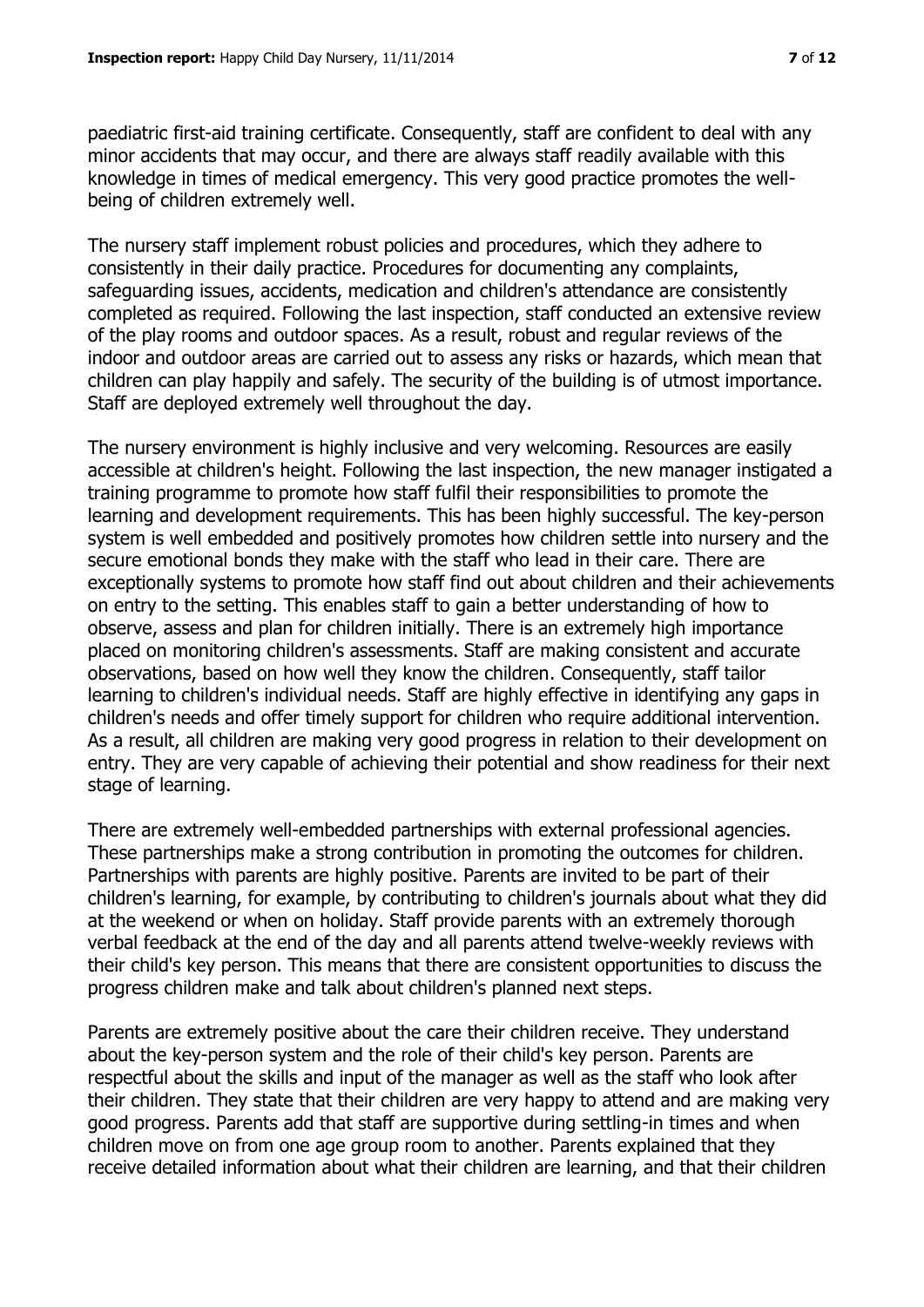paediatric first-aid training certificate. Consequently, staff are confident to deal with any minor accidents that may occur, and there are always staff readily available with this knowledge in times of medical emergency. This very good practice promotes the well-being of children extremely well.

The nursery staff implement robust policies and procedures, which they adhere to consistently in their daily practice. Procedures for documenting any complaints, safeguarding issues, accidents, medication and children's attendance are consistently completed as required. Following the last inspection, staff conducted an extensive review of the play rooms and outdoor spaces. As a result, robust and regular reviews of the indoor and outdoor areas are carried out to assess any risks or hazards, which mean that children can play happily and safely. The security of the building is of utmost importance. Staff are deployed extremely well throughout the day.

The nursery environment is highly inclusive and very welcoming. Resources are easily accessible at children's height. Following the last inspection, the new manager instigated a training programme to promote how staff fulfil their responsibilities to promote the learning and development requirements. This has been highly successful. The key-person system is well embedded and positively promotes how children settle into nursery and the secure emotional bonds they make with the staff who lead in their care. There are exceptionally systems to promote how staff find out about children and their achievements on entry to the setting. This enables staff to gain a better understanding of how to observe, assess and plan for children initially. There is an extremely high importance placed on monitoring children's assessments. Staff are making consistent and accurate observations, based on how well they know the children. Consequently, staff tailor learning to children's individual needs. Staff are highly effective in identifying any gaps in children's needs and offer timely support for children who require additional intervention. As a result, all children are making very good progress in relation to their development on entry. They are very capable of achieving their potential and show readiness for their next stage of learning.

There are extremely well-embedded partnerships with external professional agencies. These partnerships make a strong contribution in promoting the outcomes for children. Partnerships with parents are highly positive. Parents are invited to be part of their children's learning, for example, by contributing to children's journals about what they did at the weekend or when on holiday. Staff provide parents with an extremely thorough verbal feedback at the end of the day and all parents attend twelve-weekly reviews with their child's key person. This means that there are consistent opportunities to discuss the progress children make and talk about children's planned next steps.

Parents are extremely positive about the care their children receive. They understand about the key-person system and the role of their child's key person. Parents are respectful about the skills and input of the manager as well as the staff who look after their children. They state that their children are very happy to attend and are making very good progress. Parents add that staff are supportive during settling-in times and when children move on from one age group room to another. Parents explained that they receive detailed information about what their children are learning, and that their children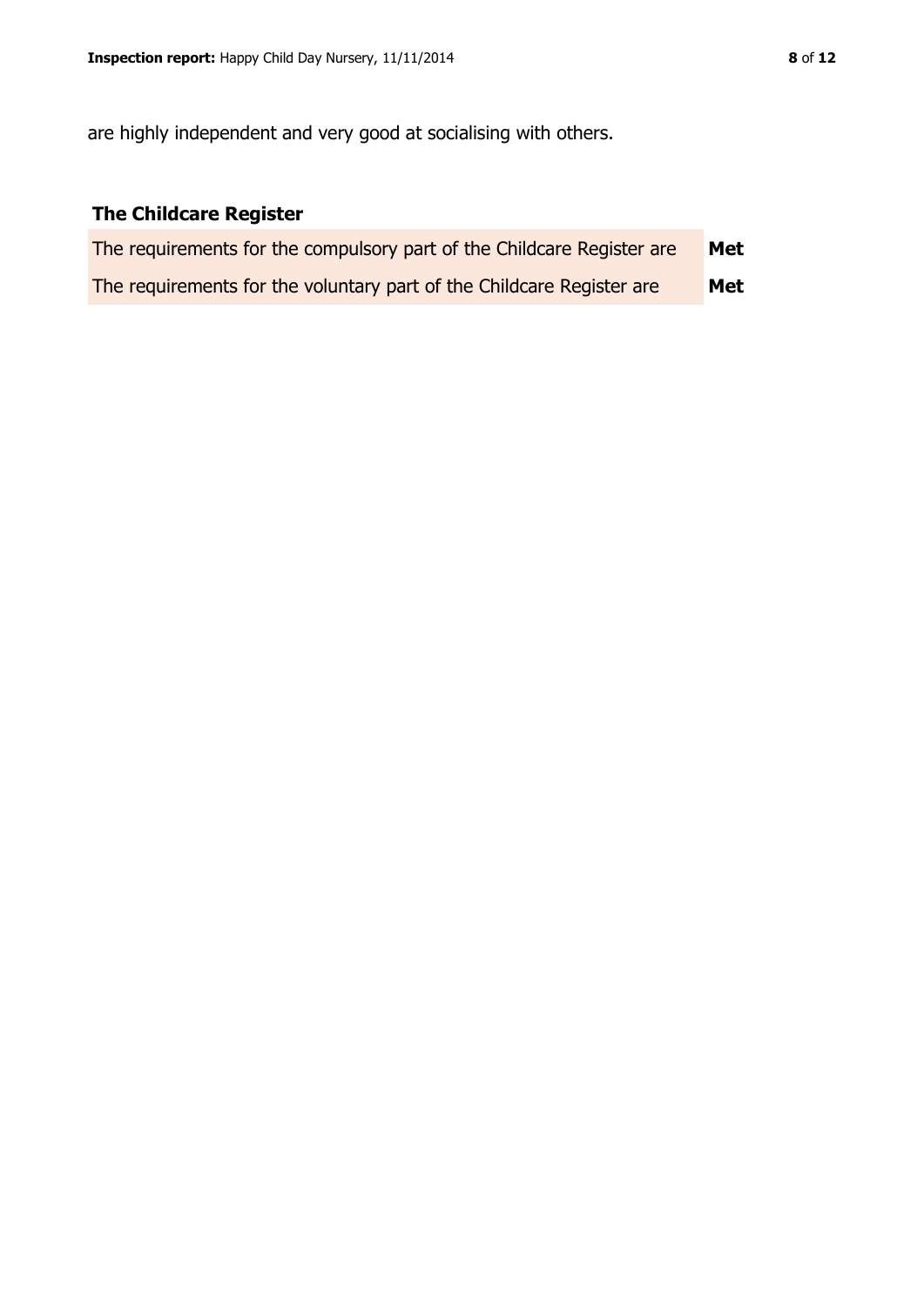are highly independent and very good at socialising with others.

## The Childcare Register

| | |
|---|---|
| The requirements for the compulsory part of the Childcare Register are | **Met** |
| The requirements for the voluntary part of the Childcare Register are | **Met** |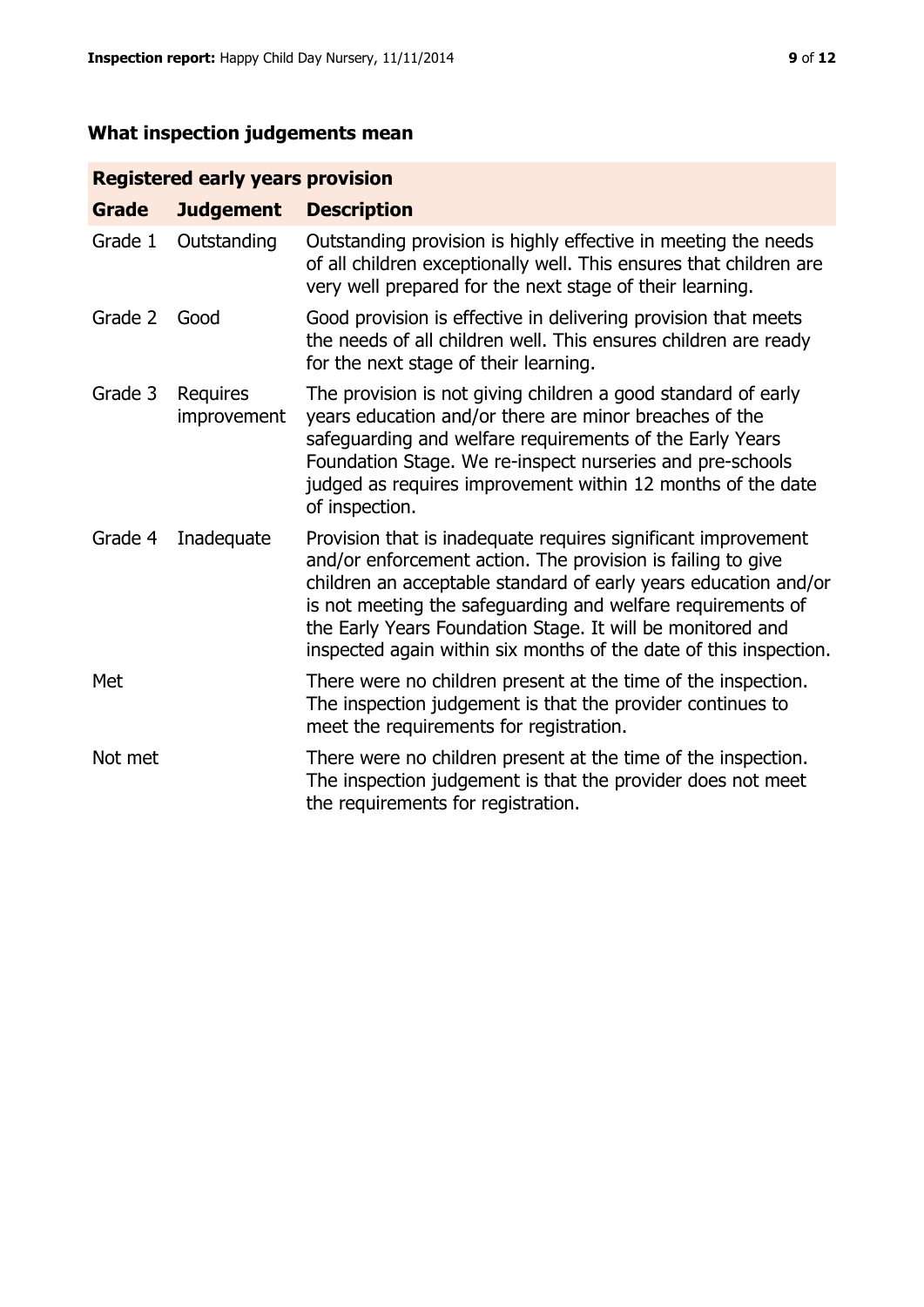## What inspection judgements mean

| Registered early years provision | | |
|---|---|---|
| **Grade** | **Judgement** | **Description** |
| Grade 1 | Outstanding | Outstanding provision is highly effective in meeting the needs of all children exceptionally well. This ensures that children are very well prepared for the next stage of their learning. |
| Grade 2 | Good | Good provision is effective in delivering provision that meets the needs of all children well. This ensures children are ready for the next stage of their learning. |
| Grade 3 | Requires improvement | The provision is not giving children a good standard of early years education and/or there are minor breaches of the safeguarding and welfare requirements of the Early Years Foundation Stage. We re-inspect nurseries and pre-schools judged as requires improvement within 12 months of the date of inspection. |
| Grade 4 | Inadequate | Provision that is inadequate requires significant improvement and/or enforcement action. The provision is failing to give children an acceptable standard of early years education and/or is not meeting the safeguarding and welfare requirements of the Early Years Foundation Stage. It will be monitored and inspected again within six months of the date of this inspection. |
| Met | | There were no children present at the time of the inspection. The inspection judgement is that the provider continues to meet the requirements for registration. |
| Not met | | There were no children present at the time of the inspection. The inspection judgement is that the provider does not meet the requirements for registration. |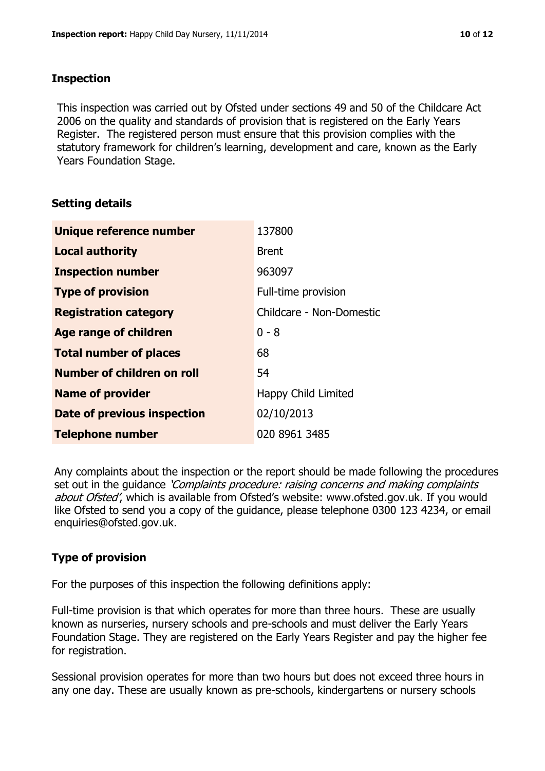## Inspection

This inspection was carried out by Ofsted under sections 49 and 50 of the Childcare Act 2006 on the quality and standards of provision that is registered on the Early Years Register. The registered person must ensure that this provision complies with the statutory framework for children's learning, development and care, known as the Early Years Foundation Stage.

## Setting details

| | |
|---|---|
| **Unique reference number** | 137800 |
| **Local authority** | Brent |
| **Inspection number** | 963097 |
| **Type of provision** | Full-time provision |
| **Registration category** | Childcare - Non-Domestic |
| **Age range of children** | 0 - 8 |
| **Total number of places** | 68 |
| **Number of children on roll** | 54 |
| **Name of provider** | Happy Child Limited |
| **Date of previous inspection** | 02/10/2013 |
| **Telephone number** | 020 8961 3485 |

Any complaints about the inspection or the report should be made following the procedures set out in the guidance *'Complaints procedure: raising concerns and making complaints about Ofsted'*, which is available from Ofsted's website: www.ofsted.gov.uk. If you would like Ofsted to send you a copy of the guidance, please telephone 0300 123 4234, or email enquiries@ofsted.gov.uk.

## Type of provision

For the purposes of this inspection the following definitions apply:

Full-time provision is that which operates for more than three hours. These are usually known as nurseries, nursery schools and pre-schools and must deliver the Early Years Foundation Stage. They are registered on the Early Years Register and pay the higher fee for registration.

Sessional provision operates for more than two hours but does not exceed three hours in any one day. These are usually known as pre-schools, kindergartens or nursery schools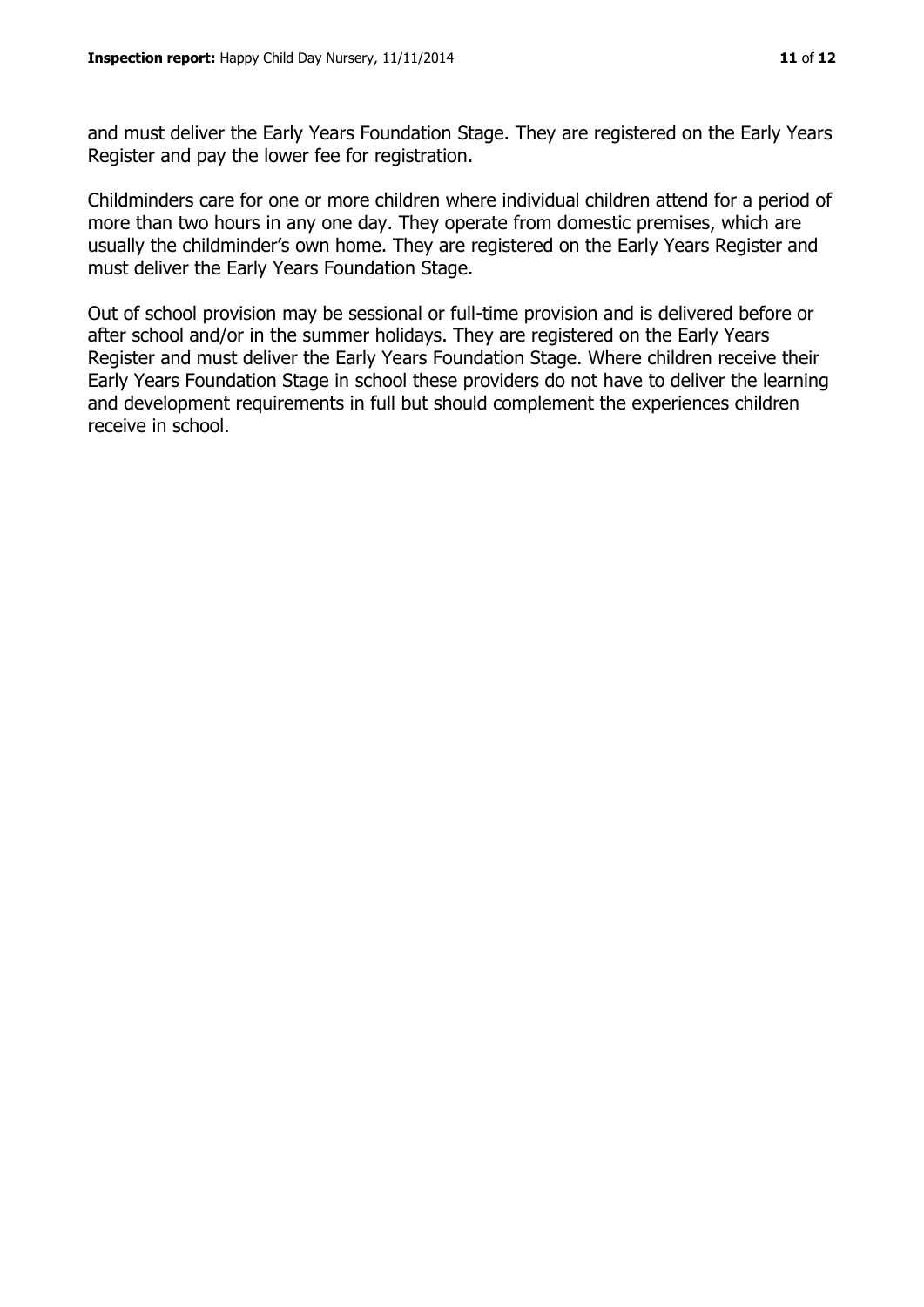and must deliver the Early Years Foundation Stage. They are registered on the Early Years Register and pay the lower fee for registration.

Childminders care for one or more children where individual children attend for a period of more than two hours in any one day. They operate from domestic premises, which are usually the childminder's own home. They are registered on the Early Years Register and must deliver the Early Years Foundation Stage.

Out of school provision may be sessional or full-time provision and is delivered before or after school and/or in the summer holidays. They are registered on the Early Years Register and must deliver the Early Years Foundation Stage. Where children receive their Early Years Foundation Stage in school these providers do not have to deliver the learning and development requirements in full but should complement the experiences children receive in school.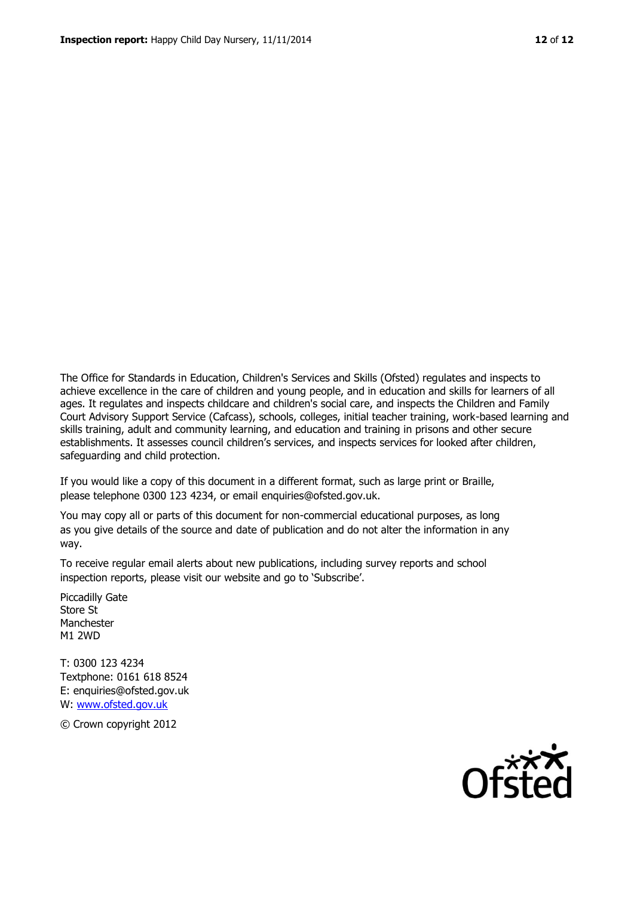The Office for Standards in Education, Children's Services and Skills (Ofsted) regulates and inspects to achieve excellence in the care of children and young people, and in education and skills for learners of all ages. It regulates and inspects childcare and children's social care, and inspects the Children and Family Court Advisory Support Service (Cafcass), schools, colleges, initial teacher training, work-based learning and skills training, adult and community learning, and education and training in prisons and other secure establishments. It assesses council children's services, and inspects services for looked after children, safeguarding and child protection.

If you would like a copy of this document in a different format, such as large print or Braille, please telephone 0300 123 4234, or email enquiries@ofsted.gov.uk.

You may copy all or parts of this document for non-commercial educational purposes, as long as you give details of the source and date of publication and do not alter the information in any way.

To receive regular email alerts about new publications, including survey reports and school inspection reports, please visit our website and go to 'Subscribe'.

Piccadilly Gate
Store St
Manchester
M1 2WD

T: 0300 123 4234
Textphone: 0161 618 8524
E: enquiries@ofsted.gov.uk
W: www.ofsted.gov.uk

© Crown copyright 2012

Ofsted